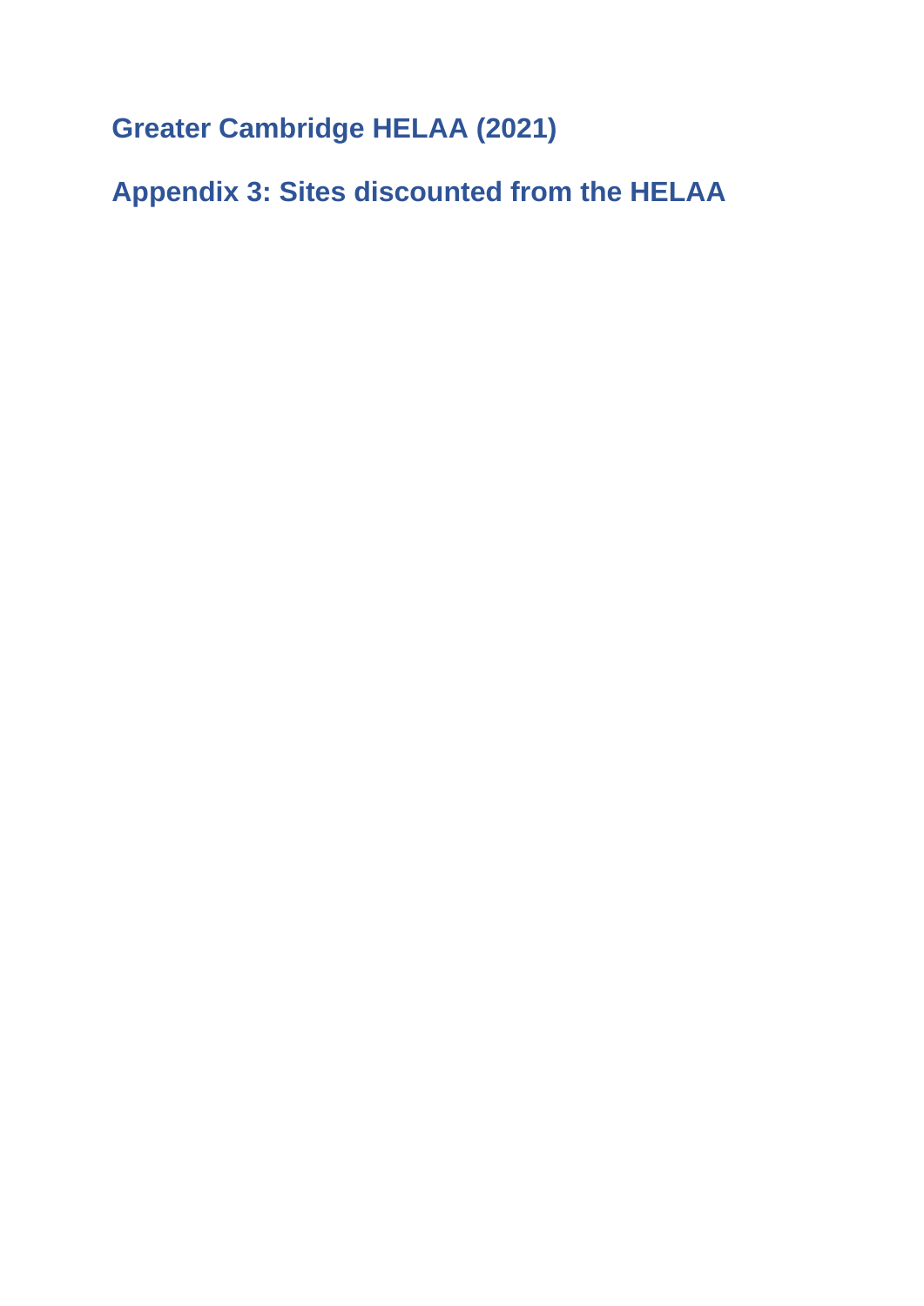# Greater Cambridge HELAA (2021)

## Appendix 3: Sites discounted from the HELAA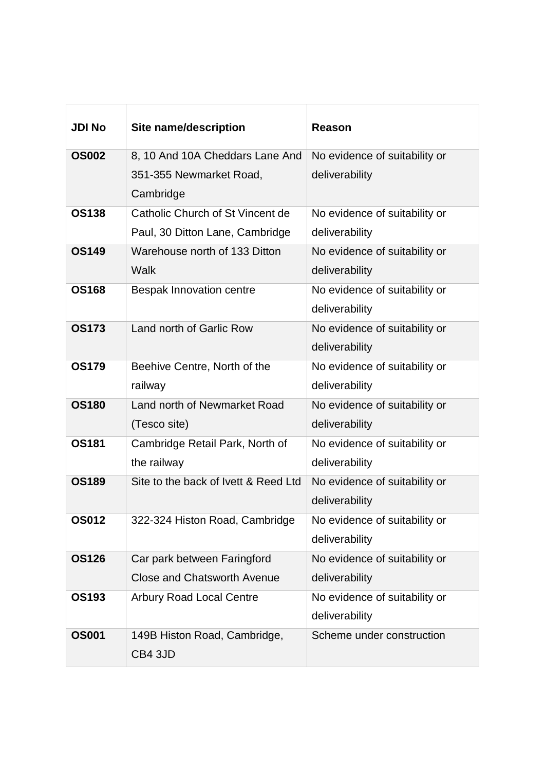| JDI No | Site name/description | Reason |
| --- | --- | --- |
| **OS002** | 8, 10 And 10A Cheddars Lane And 351-355 Newmarket Road, Cambridge | No evidence of suitability or deliverability |
| **OS138** | Catholic Church of St Vincent de Paul, 30 Ditton Lane, Cambridge | No evidence of suitability or deliverability |
| **OS149** | Warehouse north of 133 Ditton Walk | No evidence of suitability or deliverability |
| **OS168** | Bespak Innovation centre | No evidence of suitability or deliverability |
| **OS173** | Land north of Garlic Row | No evidence of suitability or deliverability |
| **OS179** | Beehive Centre, North of the railway | No evidence of suitability or deliverability |
| **OS180** | Land north of Newmarket Road (Tesco site) | No evidence of suitability or deliverability |
| **OS181** | Cambridge Retail Park, North of the railway | No evidence of suitability or deliverability |
| **OS189** | Site to the back of Ivett & Reed Ltd | No evidence of suitability or deliverability |
| **OS012** | 322-324 Histon Road, Cambridge | No evidence of suitability or deliverability |
| **OS126** | Car park between Faringford Close and Chatsworth Avenue | No evidence of suitability or deliverability |
| **OS193** | Arbury Road Local Centre | No evidence of suitability or deliverability |
| **OS001** | 149B Histon Road, Cambridge, CB4 3JD | Scheme under construction |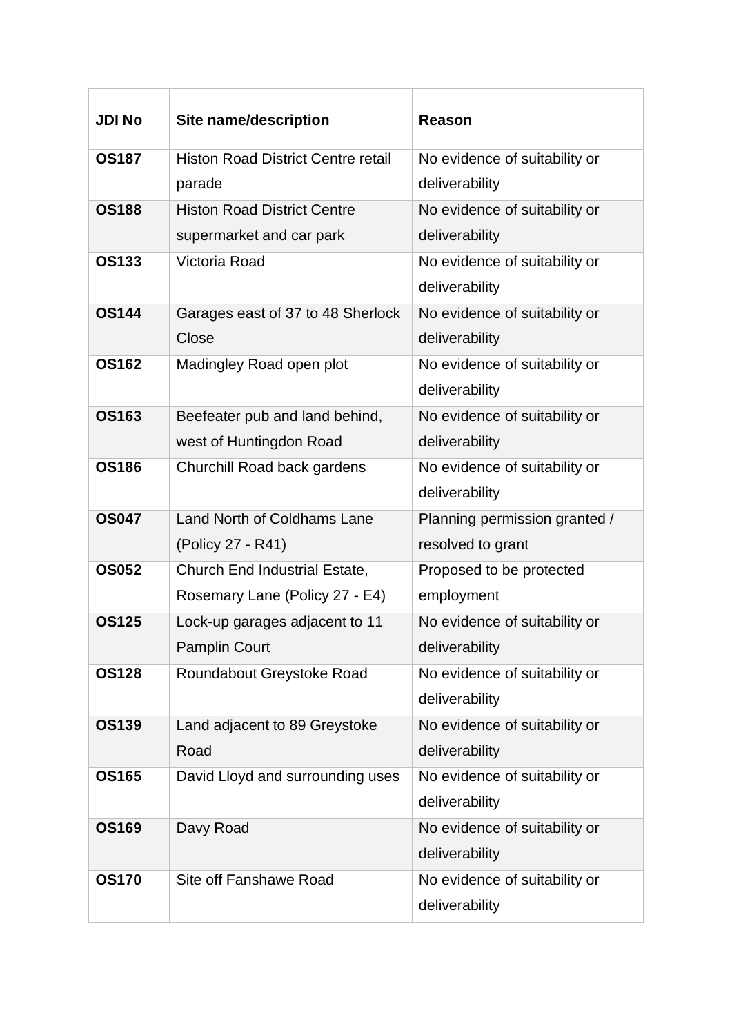| JDI No | Site name/description | Reason |
|---|---|---|
| **OS187** | Histon Road District Centre retail parade | No evidence of suitability or deliverability |
| **OS188** | Histon Road District Centre supermarket and car park | No evidence of suitability or deliverability |
| **OS133** | Victoria Road | No evidence of suitability or deliverability |
| **OS144** | Garages east of 37 to 48 Sherlock Close | No evidence of suitability or deliverability |
| **OS162** | Madingley Road open plot | No evidence of suitability or deliverability |
| **OS163** | Beefeater pub and land behind, west of Huntingdon Road | No evidence of suitability or deliverability |
| **OS186** | Churchill Road back gardens | No evidence of suitability or deliverability |
| **OS047** | Land North of Coldhams Lane (Policy 27 - R41) | Planning permission granted / resolved to grant |
| **OS052** | Church End Industrial Estate, Rosemary Lane (Policy 27 - E4) | Proposed to be protected employment |
| **OS125** | Lock-up garages adjacent to 11 Pamplin Court | No evidence of suitability or deliverability |
| **OS128** | Roundabout Greystoke Road | No evidence of suitability or deliverability |
| **OS139** | Land adjacent to 89 Greystoke Road | No evidence of suitability or deliverability |
| **OS165** | David Lloyd and surrounding uses | No evidence of suitability or deliverability |
| **OS169** | Davy Road | No evidence of suitability or deliverability |
| **OS170** | Site off Fanshawe Road | No evidence of suitability or deliverability |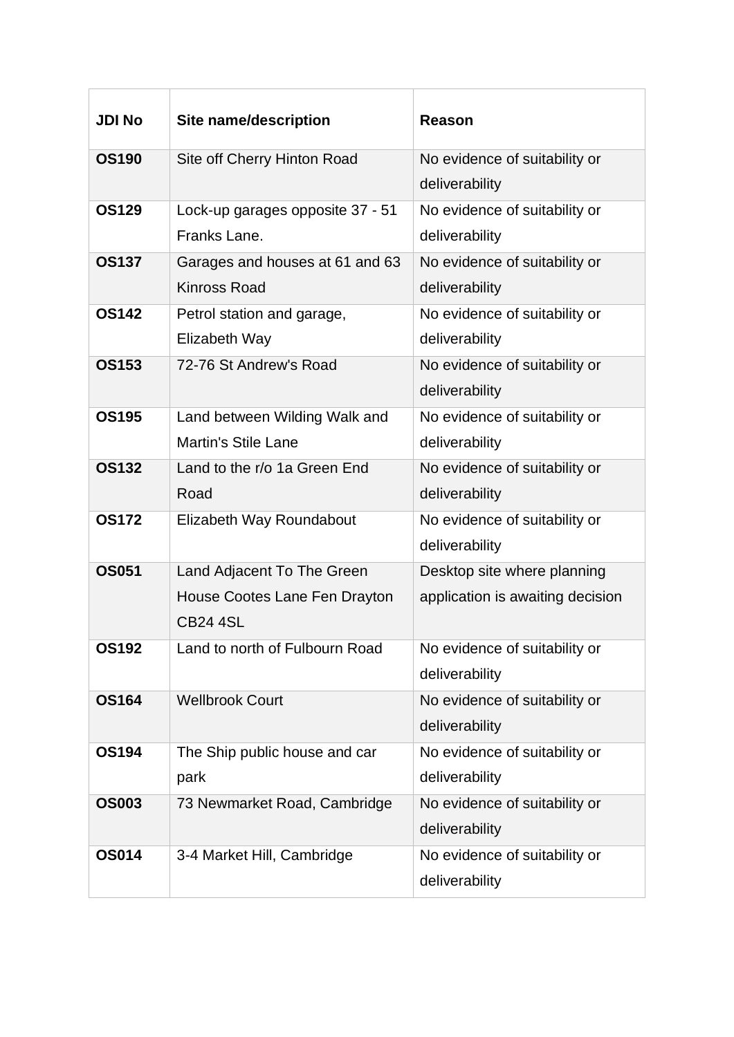| JDI No | Site name/description | Reason |
| --- | --- | --- |
| **OS190** | Site off Cherry Hinton Road | No evidence of suitability or deliverability |
| **OS129** | Lock-up garages opposite 37 - 51 Franks Lane. | No evidence of suitability or deliverability |
| **OS137** | Garages and houses at 61 and 63 Kinross Road | No evidence of suitability or deliverability |
| **OS142** | Petrol station and garage, Elizabeth Way | No evidence of suitability or deliverability |
| **OS153** | 72-76 St Andrew's Road | No evidence of suitability or deliverability |
| **OS195** | Land between Wilding Walk and Martin's Stile Lane | No evidence of suitability or deliverability |
| **OS132** | Land to the r/o 1a Green End Road | No evidence of suitability or deliverability |
| **OS172** | Elizabeth Way Roundabout | No evidence of suitability or deliverability |
| **OS051** | Land Adjacent To The Green House Cootes Lane Fen Drayton CB24 4SL | Desktop site where planning application is awaiting decision |
| **OS192** | Land to north of Fulbourn Road | No evidence of suitability or deliverability |
| **OS164** | Wellbrook Court | No evidence of suitability or deliverability |
| **OS194** | The Ship public house and car park | No evidence of suitability or deliverability |
| **OS003** | 73 Newmarket Road, Cambridge | No evidence of suitability or deliverability |
| **OS014** | 3-4 Market Hill, Cambridge | No evidence of suitability or deliverability |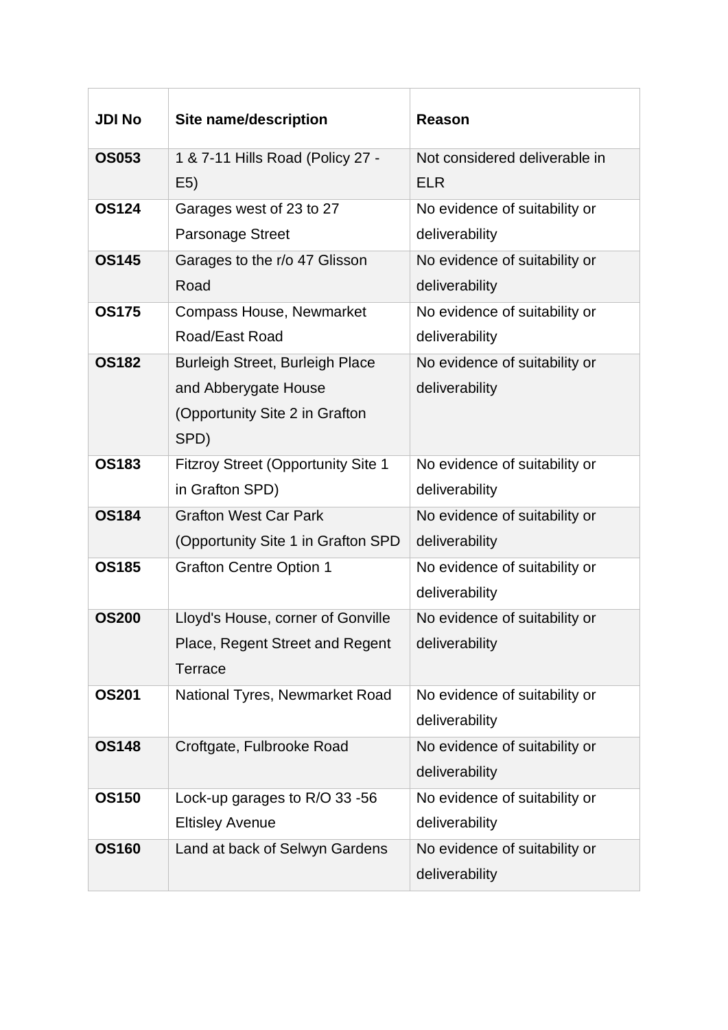| JDI No | Site name/description | Reason |
| --- | --- | --- |
| **OS053** | 1 & 7-11 Hills Road (Policy 27 - E5) | Not considered deliverable in ELR |
| **OS124** | Garages west of 23 to 27 Parsonage Street | No evidence of suitability or deliverability |
| **OS145** | Garages to the r/o 47 Glisson Road | No evidence of suitability or deliverability |
| **OS175** | Compass House, Newmarket Road/East Road | No evidence of suitability or deliverability |
| **OS182** | Burleigh Street, Burleigh Place and Abberygate House (Opportunity Site 2 in Grafton SPD) | No evidence of suitability or deliverability |
| **OS183** | Fitzroy Street (Opportunity Site 1 in Grafton SPD) | No evidence of suitability or deliverability |
| **OS184** | Grafton West Car Park (Opportunity Site 1 in Grafton SPD | No evidence of suitability or deliverability |
| **OS185** | Grafton Centre Option 1 | No evidence of suitability or deliverability |
| **OS200** | Lloyd's House, corner of Gonville Place, Regent Street and Regent Terrace | No evidence of suitability or deliverability |
| **OS201** | National Tyres, Newmarket Road | No evidence of suitability or deliverability |
| **OS148** | Croftgate, Fulbrooke Road | No evidence of suitability or deliverability |
| **OS150** | Lock-up garages to R/O 33 -56 Eltisley Avenue | No evidence of suitability or deliverability |
| **OS160** | Land at back of Selwyn Gardens | No evidence of suitability or deliverability |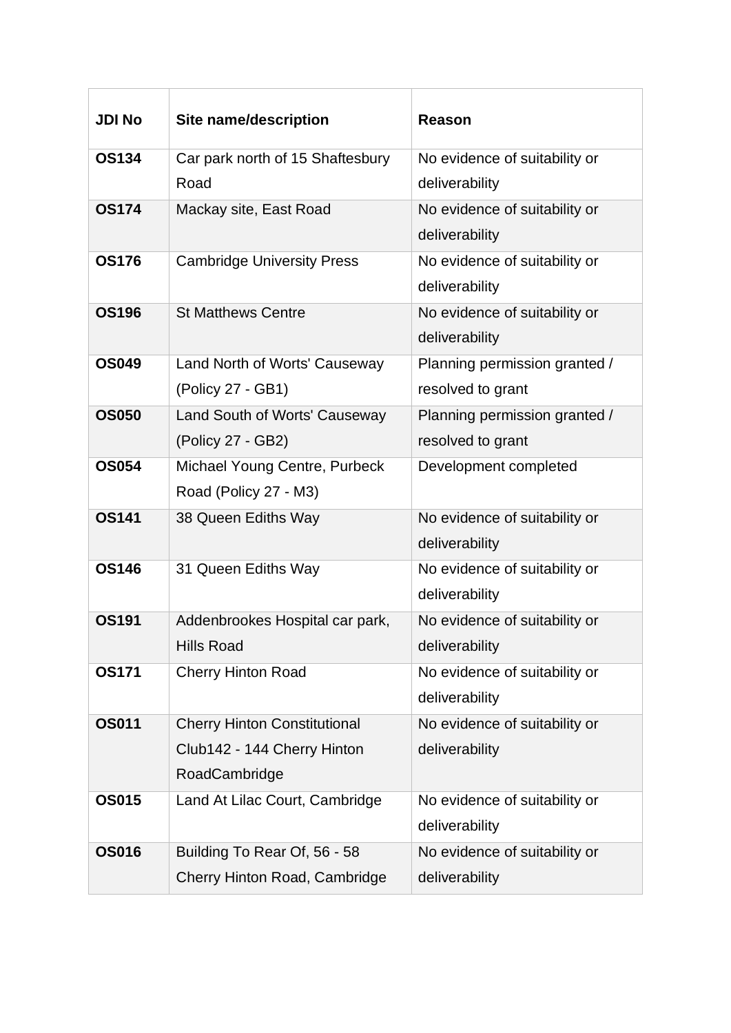| JDI No | Site name/description | Reason |
|---|---|---|
| **OS134** | Car park north of 15 Shaftesbury Road | No evidence of suitability or deliverability |
| **OS174** | Mackay site, East Road | No evidence of suitability or deliverability |
| **OS176** | Cambridge University Press | No evidence of suitability or deliverability |
| **OS196** | St Matthews Centre | No evidence of suitability or deliverability |
| **OS049** | Land North of Worts' Causeway (Policy 27 - GB1) | Planning permission granted / resolved to grant |
| **OS050** | Land South of Worts' Causeway (Policy 27 - GB2) | Planning permission granted / resolved to grant |
| **OS054** | Michael Young Centre, Purbeck Road (Policy 27 - M3) | Development completed |
| **OS141** | 38 Queen Ediths Way | No evidence of suitability or deliverability |
| **OS146** | 31 Queen Ediths Way | No evidence of suitability or deliverability |
| **OS191** | Addenbrookes Hospital car park, Hills Road | No evidence of suitability or deliverability |
| **OS171** | Cherry Hinton Road | No evidence of suitability or deliverability |
| **OS011** | Cherry Hinton Constitutional Club142 - 144 Cherry Hinton RoadCambridge | No evidence of suitability or deliverability |
| **OS015** | Land At Lilac Court, Cambridge | No evidence of suitability or deliverability |
| **OS016** | Building To Rear Of, 56 - 58 Cherry Hinton Road, Cambridge | No evidence of suitability or deliverability |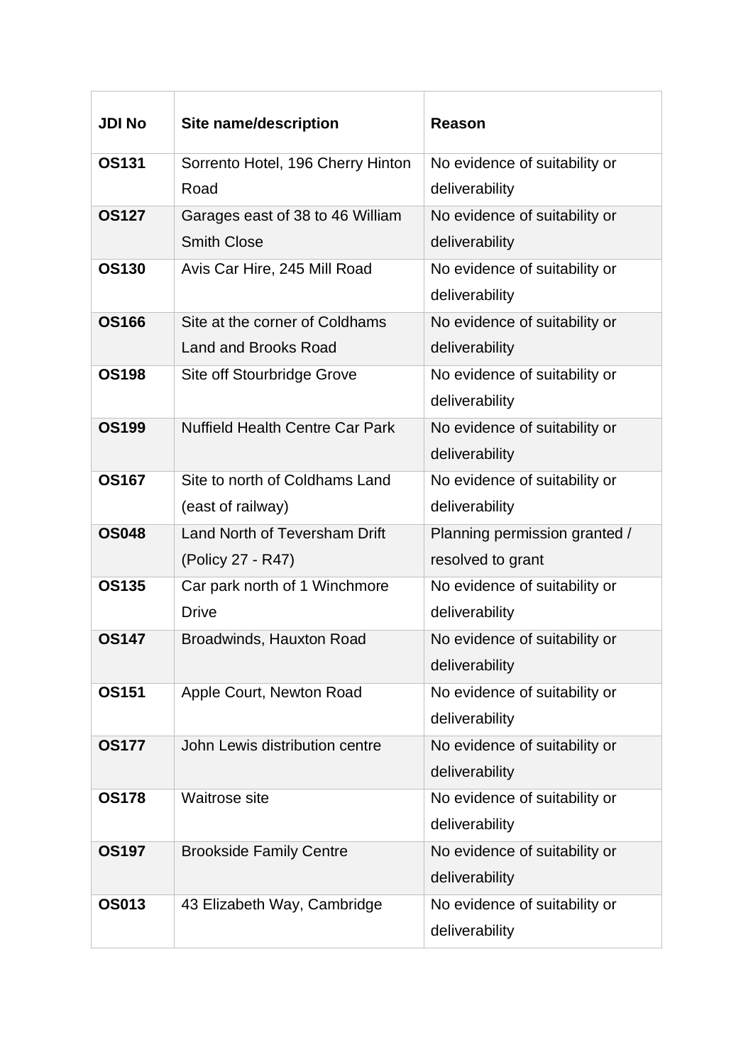| JDI No | Site name/description | Reason |
| --- | --- | --- |
| **OS131** | Sorrento Hotel, 196 Cherry Hinton Road | No evidence of suitability or deliverability |
| **OS127** | Garages east of 38 to 46 William Smith Close | No evidence of suitability or deliverability |
| **OS130** | Avis Car Hire, 245 Mill Road | No evidence of suitability or deliverability |
| **OS166** | Site at the corner of Coldhams Land and Brooks Road | No evidence of suitability or deliverability |
| **OS198** | Site off Stourbridge Grove | No evidence of suitability or deliverability |
| **OS199** | Nuffield Health Centre Car Park | No evidence of suitability or deliverability |
| **OS167** | Site to north of Coldhams Land (east of railway) | No evidence of suitability or deliverability |
| **OS048** | Land North of Teversham Drift (Policy 27 - R47) | Planning permission granted / resolved to grant |
| **OS135** | Car park north of 1 Winchmore Drive | No evidence of suitability or deliverability |
| **OS147** | Broadwinds, Hauxton Road | No evidence of suitability or deliverability |
| **OS151** | Apple Court, Newton Road | No evidence of suitability or deliverability |
| **OS177** | John Lewis distribution centre | No evidence of suitability or deliverability |
| **OS178** | Waitrose site | No evidence of suitability or deliverability |
| **OS197** | Brookside Family Centre | No evidence of suitability or deliverability |
| **OS013** | 43 Elizabeth Way, Cambridge | No evidence of suitability or deliverability |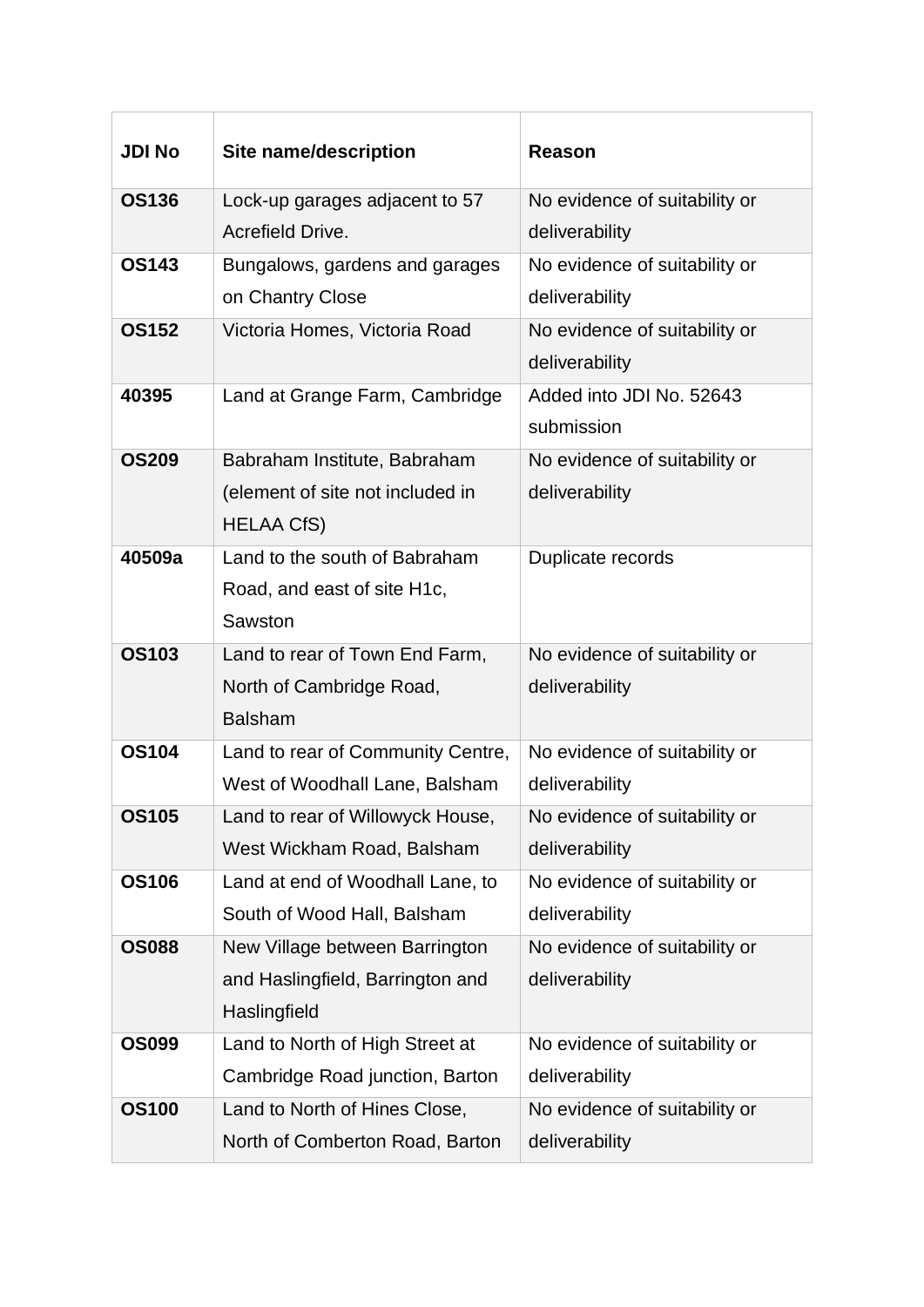| JDI No | Site name/description | Reason |
|---|---|---|
| **OS136** | Lock-up garages adjacent to 57 Acrefield Drive. | No evidence of suitability or deliverability |
| **OS143** | Bungalows, gardens and garages on Chantry Close | No evidence of suitability or deliverability |
| **OS152** | Victoria Homes, Victoria Road | No evidence of suitability or deliverability |
| **40395** | Land at Grange Farm, Cambridge | Added into JDI No. 52643 submission |
| **OS209** | Babraham Institute, Babraham (element of site not included in HELAA CfS) | No evidence of suitability or deliverability |
| **40509a** | Land to the south of Babraham Road, and east of site H1c, Sawston | Duplicate records |
| **OS103** | Land to rear of Town End Farm, North of Cambridge Road, Balsham | No evidence of suitability or deliverability |
| **OS104** | Land to rear of Community Centre, West of Woodhall Lane, Balsham | No evidence of suitability or deliverability |
| **OS105** | Land to rear of Willowyck House, West Wickham Road, Balsham | No evidence of suitability or deliverability |
| **OS106** | Land at end of Woodhall Lane, to South of Wood Hall, Balsham | No evidence of suitability or deliverability |
| **OS088** | New Village between Barrington and Haslingfield, Barrington and Haslingfield | No evidence of suitability or deliverability |
| **OS099** | Land to North of High Street at Cambridge Road junction, Barton | No evidence of suitability or deliverability |
| **OS100** | Land to North of Hines Close, North of Comberton Road, Barton | No evidence of suitability or deliverability |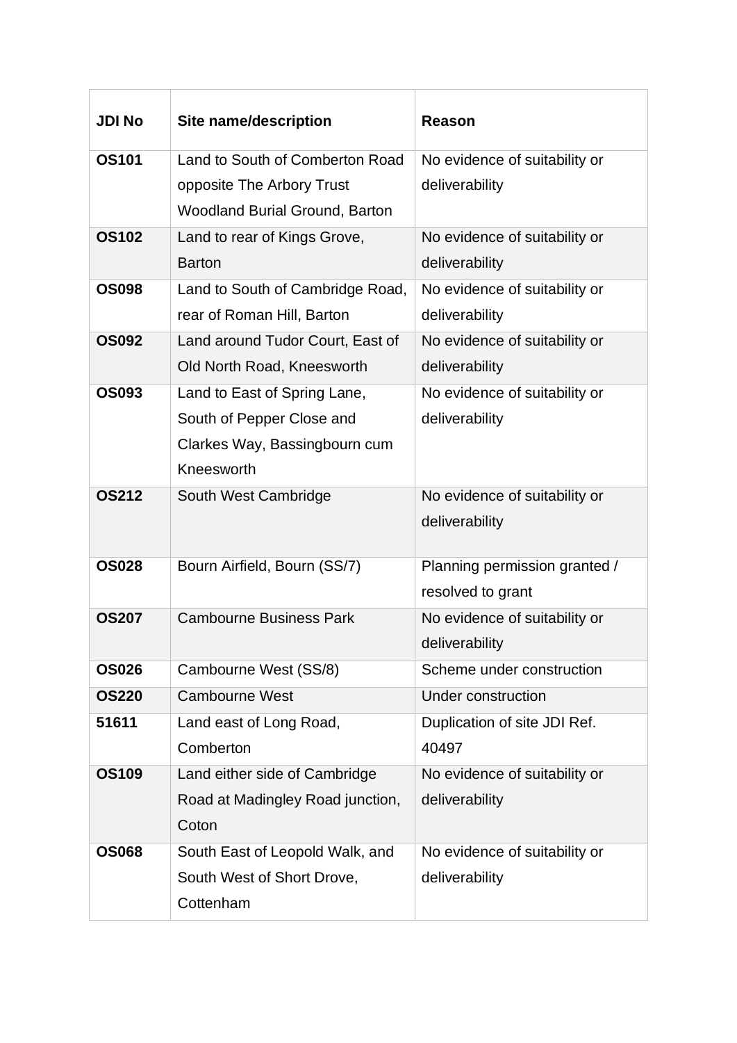| JDI No | Site name/description | Reason |
| --- | --- | --- |
| **OS101** | Land to South of Comberton Road opposite The Arbory Trust Woodland Burial Ground, Barton | No evidence of suitability or deliverability |
| **OS102** | Land to rear of Kings Grove, Barton | No evidence of suitability or deliverability |
| **OS098** | Land to South of Cambridge Road, rear of Roman Hill, Barton | No evidence of suitability or deliverability |
| **OS092** | Land around Tudor Court, East of Old North Road, Kneesworth | No evidence of suitability or deliverability |
| **OS093** | Land to East of Spring Lane, South of Pepper Close and Clarkes Way, Bassingbourn cum Kneesworth | No evidence of suitability or deliverability |
| **OS212** | South West Cambridge | No evidence of suitability or deliverability |
| **OS028** | Bourn Airfield, Bourn (SS/7) | Planning permission granted / resolved to grant |
| **OS207** | Cambourne Business Park | No evidence of suitability or deliverability |
| **OS026** | Cambourne West (SS/8) | Scheme under construction |
| **OS220** | Cambourne West | Under construction |
| **51611** | Land east of Long Road, Comberton | Duplication of site JDI Ref. 40497 |
| **OS109** | Land either side of Cambridge Road at Madingley Road junction, Coton | No evidence of suitability or deliverability |
| **OS068** | South East of Leopold Walk, and South West of Short Drove, Cottenham | No evidence of suitability or deliverability |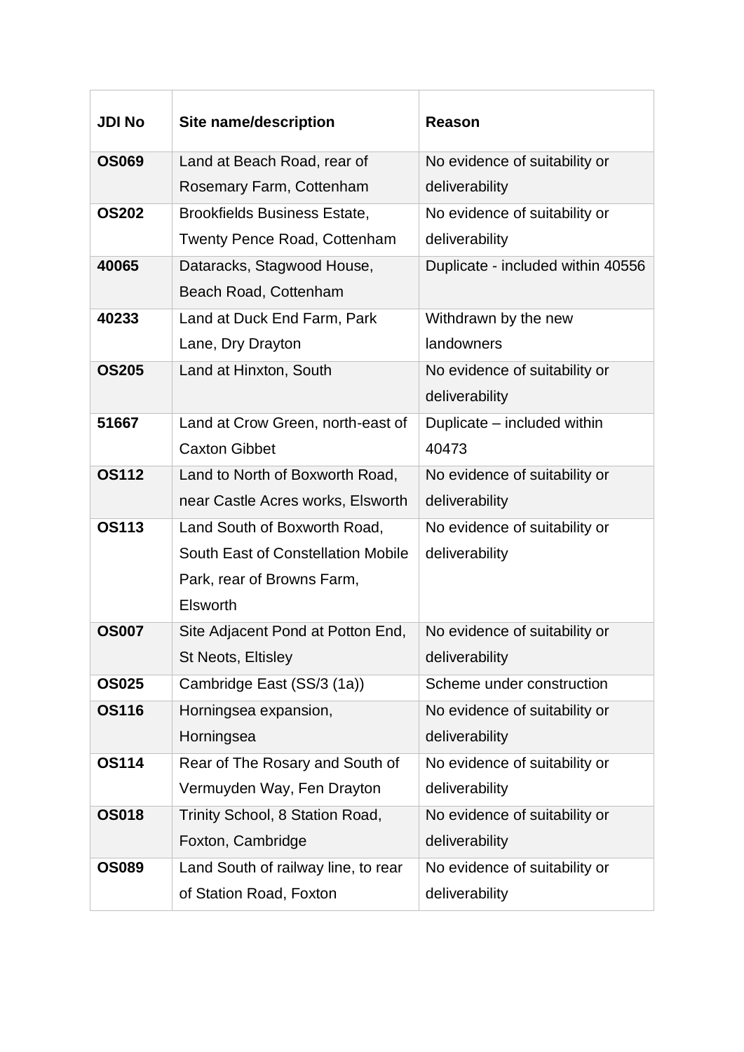| JDI No | Site name/description | Reason |
| --- | --- | --- |
| **OS069** | Land at Beach Road, rear of Rosemary Farm, Cottenham | No evidence of suitability or deliverability |
| **OS202** | Brookfields Business Estate, Twenty Pence Road, Cottenham | No evidence of suitability or deliverability |
| **40065** | Dataracks, Stagwood House, Beach Road, Cottenham | Duplicate - included within 40556 |
| **40233** | Land at Duck End Farm, Park Lane, Dry Drayton | Withdrawn by the new landowners |
| **OS205** | Land at Hinxton, South | No evidence of suitability or deliverability |
| **51667** | Land at Crow Green, north-east of Caxton Gibbet | Duplicate – included within 40473 |
| **OS112** | Land to North of Boxworth Road, near Castle Acres works, Elsworth | No evidence of suitability or deliverability |
| **OS113** | Land South of Boxworth Road, South East of Constellation Mobile Park, rear of Browns Farm, Elsworth | No evidence of suitability or deliverability |
| **OS007** | Site Adjacent Pond at Potton End, St Neots, Eltisley | No evidence of suitability or deliverability |
| **OS025** | Cambridge East (SS/3 (1a)) | Scheme under construction |
| **OS116** | Horningsea expansion, Horningsea | No evidence of suitability or deliverability |
| **OS114** | Rear of The Rosary and South of Vermuyden Way, Fen Drayton | No evidence of suitability or deliverability |
| **OS018** | Trinity School, 8 Station Road, Foxton, Cambridge | No evidence of suitability or deliverability |
| **OS089** | Land South of railway line, to rear of Station Road, Foxton | No evidence of suitability or deliverability |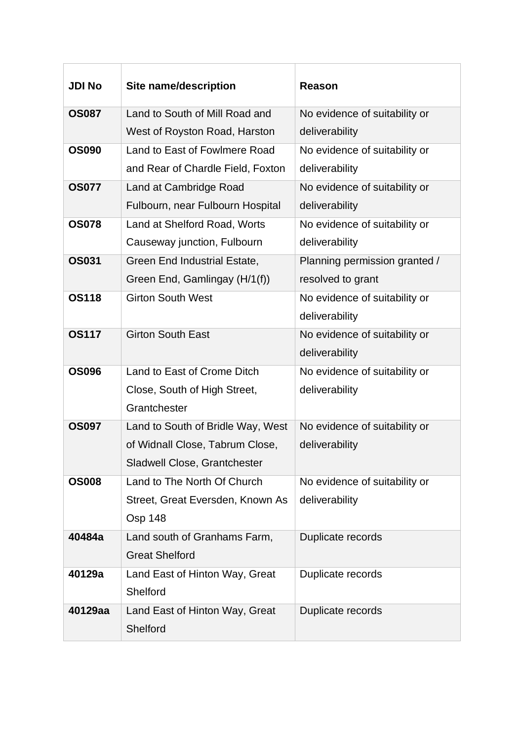| JDI No | Site name/description | Reason |
|---|---|---|
| **OS087** | Land to South of Mill Road and West of Royston Road, Harston | No evidence of suitability or deliverability |
| **OS090** | Land to East of Fowlmere Road and Rear of Chardle Field, Foxton | No evidence of suitability or deliverability |
| **OS077** | Land at Cambridge Road Fulbourn, near Fulbourn Hospital | No evidence of suitability or deliverability |
| **OS078** | Land at Shelford Road, Worts Causeway junction, Fulbourn | No evidence of suitability or deliverability |
| **OS031** | Green End Industrial Estate, Green End, Gamlingay (H/1(f)) | Planning permission granted / resolved to grant |
| **OS118** | Girton South West | No evidence of suitability or deliverability |
| **OS117** | Girton South East | No evidence of suitability or deliverability |
| **OS096** | Land to East of Crome Ditch Close, South of High Street, Grantchester | No evidence of suitability or deliverability |
| **OS097** | Land to South of Bridle Way, West of Widnall Close, Tabrum Close, Sladwell Close, Grantchester | No evidence of suitability or deliverability |
| **OS008** | Land to The North Of Church Street, Great Eversden, Known As Osp 148 | No evidence of suitability or deliverability |
| **40484a** | Land south of Granhams Farm, Great Shelford | Duplicate records |
| **40129a** | Land East of Hinton Way, Great Shelford | Duplicate records |
| **40129aa** | Land East of Hinton Way, Great Shelford | Duplicate records |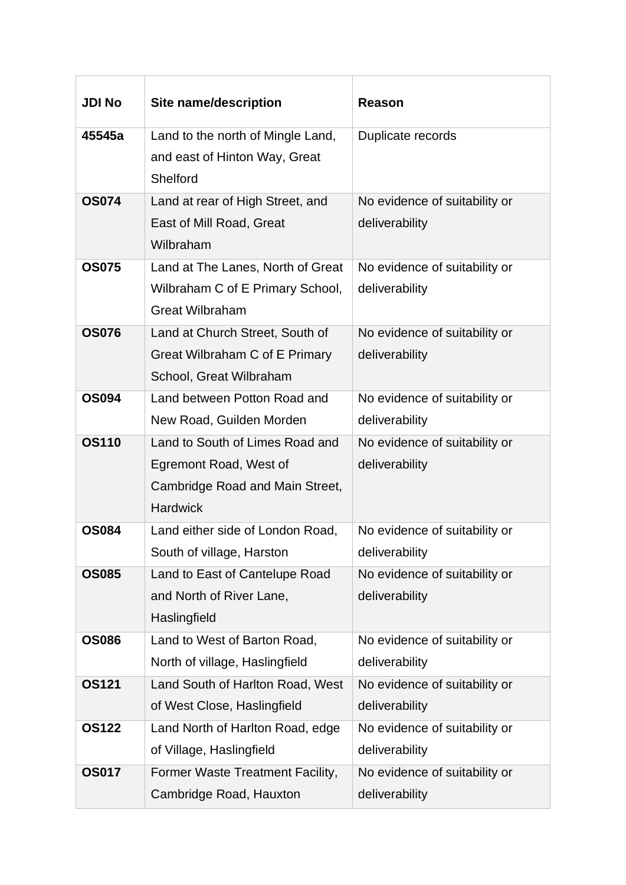| JDI No | Site name/description | Reason |
| --- | --- | --- |
| **45545a** | Land to the north of Mingle Land, and east of Hinton Way, Great Shelford | Duplicate records |
| **OS074** | Land at rear of High Street, and East of Mill Road, Great Wilbraham | No evidence of suitability or deliverability |
| **OS075** | Land at The Lanes, North of Great Wilbraham C of E Primary School, Great Wilbraham | No evidence of suitability or deliverability |
| **OS076** | Land at Church Street, South of Great Wilbraham C of E Primary School, Great Wilbraham | No evidence of suitability or deliverability |
| **OS094** | Land between Potton Road and New Road, Guilden Morden | No evidence of suitability or deliverability |
| **OS110** | Land to South of Limes Road and Egremont Road, West of Cambridge Road and Main Street, Hardwick | No evidence of suitability or deliverability |
| **OS084** | Land either side of London Road, South of village, Harston | No evidence of suitability or deliverability |
| **OS085** | Land to East of Cantelupe Road and North of River Lane, Haslingfield | No evidence of suitability or deliverability |
| **OS086** | Land to West of Barton Road, North of village, Haslingfield | No evidence of suitability or deliverability |
| **OS121** | Land South of Harlton Road, West of West Close, Haslingfield | No evidence of suitability or deliverability |
| **OS122** | Land North of Harlton Road, edge of Village, Haslingfield | No evidence of suitability or deliverability |
| **OS017** | Former Waste Treatment Facility, Cambridge Road, Hauxton | No evidence of suitability or deliverability |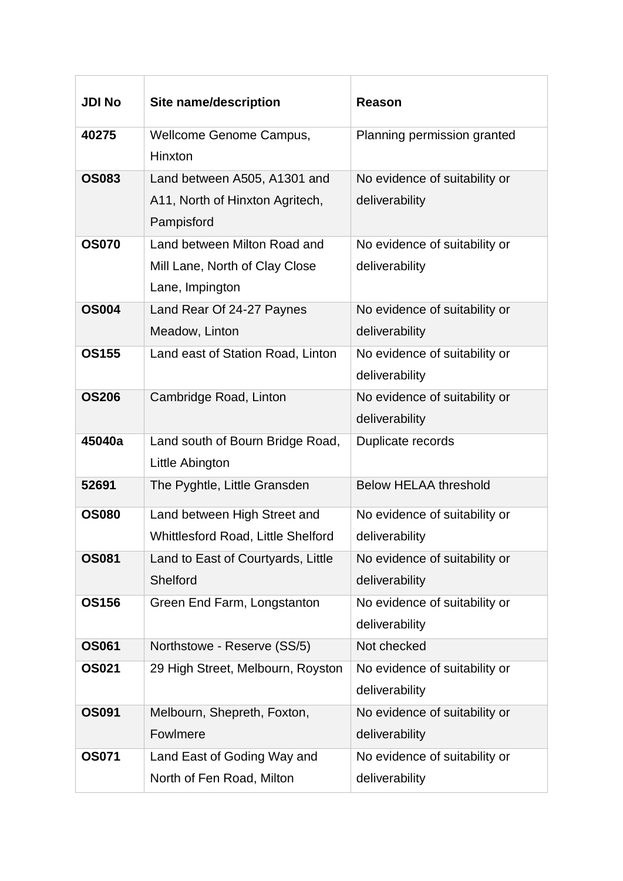| JDI No | Site name/description | Reason |
|---|---|---|
| **40275** | Wellcome Genome Campus, Hinxton | Planning permission granted |
| **OS083** | Land between A505, A1301 and A11, North of Hinxton Agritech, Pampisford | No evidence of suitability or deliverability |
| **OS070** | Land between Milton Road and Mill Lane, North of Clay Close Lane, Impington | No evidence of suitability or deliverability |
| **OS004** | Land Rear Of 24-27 Paynes Meadow, Linton | No evidence of suitability or deliverability |
| **OS155** | Land east of Station Road, Linton | No evidence of suitability or deliverability |
| **OS206** | Cambridge Road, Linton | No evidence of suitability or deliverability |
| **45040a** | Land south of Bourn Bridge Road, Little Abington | Duplicate records |
| **52691** | The Pyghtle, Little Gransden | Below HELAA threshold |
| **OS080** | Land between High Street and Whittlesford Road, Little Shelford | No evidence of suitability or deliverability |
| **OS081** | Land to East of Courtyards, Little Shelford | No evidence of suitability or deliverability |
| **OS156** | Green End Farm, Longstanton | No evidence of suitability or deliverability |
| **OS061** | Northstowe - Reserve (SS/5) | Not checked |
| **OS021** | 29 High Street, Melbourn, Royston | No evidence of suitability or deliverability |
| **OS091** | Melbourn, Shepreth, Foxton, Fowlmere | No evidence of suitability or deliverability |
| **OS071** | Land East of Goding Way and North of Fen Road, Milton | No evidence of suitability or deliverability |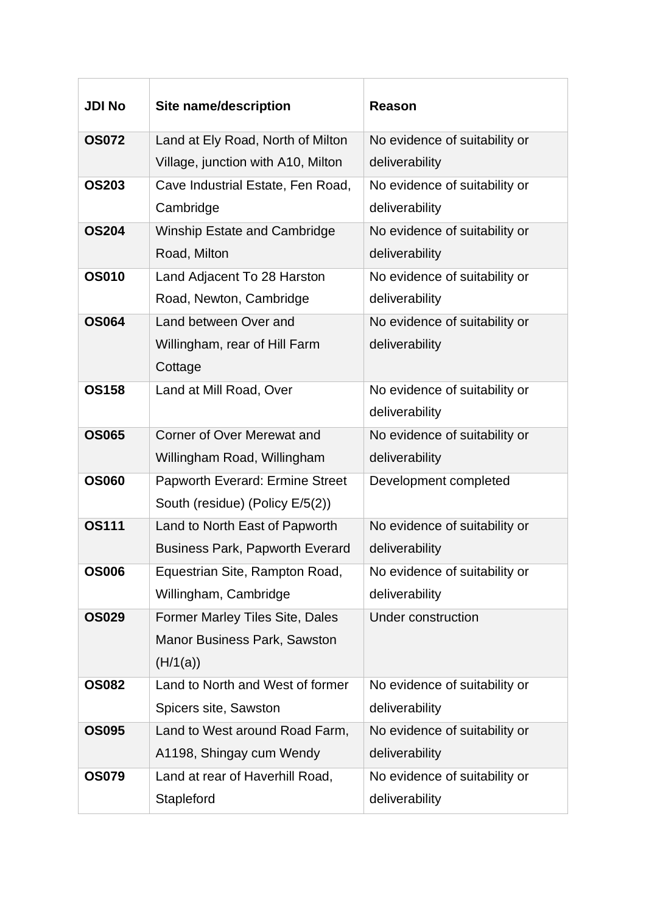| JDI No | Site name/description | Reason |
|---|---|---|
| **OS072** | Land at Ely Road, North of Milton Village, junction with A10, Milton | No evidence of suitability or deliverability |
| **OS203** | Cave Industrial Estate, Fen Road, Cambridge | No evidence of suitability or deliverability |
| **OS204** | Winship Estate and Cambridge Road, Milton | No evidence of suitability or deliverability |
| **OS010** | Land Adjacent To 28 Harston Road, Newton, Cambridge | No evidence of suitability or deliverability |
| **OS064** | Land between Over and Willingham, rear of Hill Farm Cottage | No evidence of suitability or deliverability |
| **OS158** | Land at Mill Road, Over | No evidence of suitability or deliverability |
| **OS065** | Corner of Over Merewat and Willingham Road, Willingham | No evidence of suitability or deliverability |
| **OS060** | Papworth Everard: Ermine Street South (residue) (Policy E/5(2)) | Development completed |
| **OS111** | Land to North East of Papworth Business Park, Papworth Everard | No evidence of suitability or deliverability |
| **OS006** | Equestrian Site, Rampton Road, Willingham, Cambridge | No evidence of suitability or deliverability |
| **OS029** | Former Marley Tiles Site, Dales Manor Business Park, Sawston (H/1(a)) | Under construction |
| **OS082** | Land to North and West of former Spicers site, Sawston | No evidence of suitability or deliverability |
| **OS095** | Land to West around Road Farm, A1198, Shingay cum Wendy | No evidence of suitability or deliverability |
| **OS079** | Land at rear of Haverhill Road, Stapleford | No evidence of suitability or deliverability |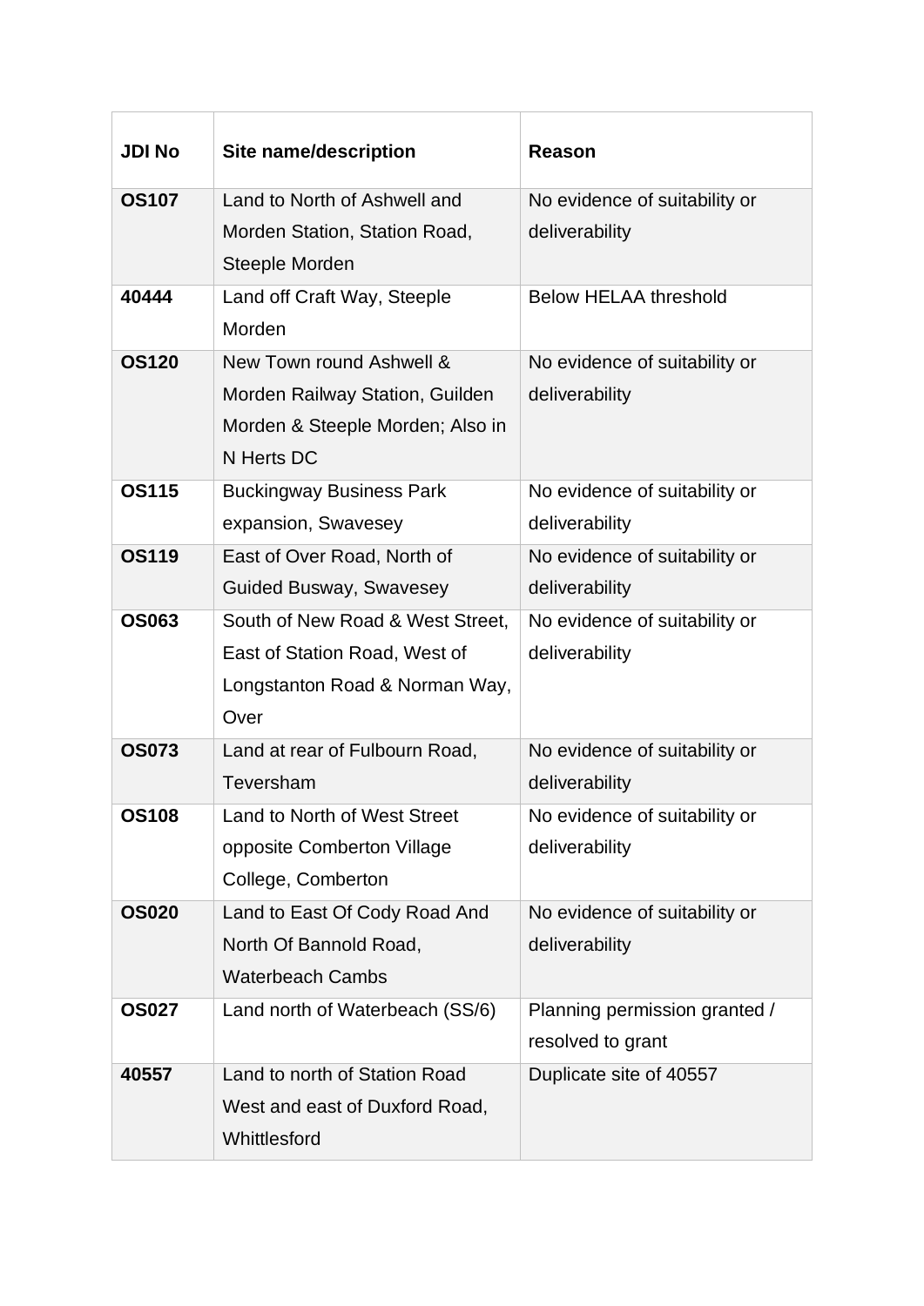| JDI No | Site name/description | Reason |
|---|---|---|
| **OS107** | Land to North of Ashwell and Morden Station, Station Road, Steeple Morden | No evidence of suitability or deliverability |
| **40444** | Land off Craft Way, Steeple Morden | Below HELAA threshold |
| **OS120** | New Town round Ashwell & Morden Railway Station, Guilden Morden & Steeple Morden; Also in N Herts DC | No evidence of suitability or deliverability |
| **OS115** | Buckingway Business Park expansion, Swavesey | No evidence of suitability or deliverability |
| **OS119** | East of Over Road, North of Guided Busway, Swavesey | No evidence of suitability or deliverability |
| **OS063** | South of New Road & West Street, East of Station Road, West of Longstanton Road & Norman Way, Over | No evidence of suitability or deliverability |
| **OS073** | Land at rear of Fulbourn Road, Teversham | No evidence of suitability or deliverability |
| **OS108** | Land to North of West Street opposite Comberton Village College, Comberton | No evidence of suitability or deliverability |
| **OS020** | Land to East Of Cody Road And North Of Bannold Road, Waterbeach Cambs | No evidence of suitability or deliverability |
| **OS027** | Land north of Waterbeach (SS/6) | Planning permission granted / resolved to grant |
| **40557** | Land to north of Station Road West and east of Duxford Road, Whittlesford | Duplicate site of 40557 |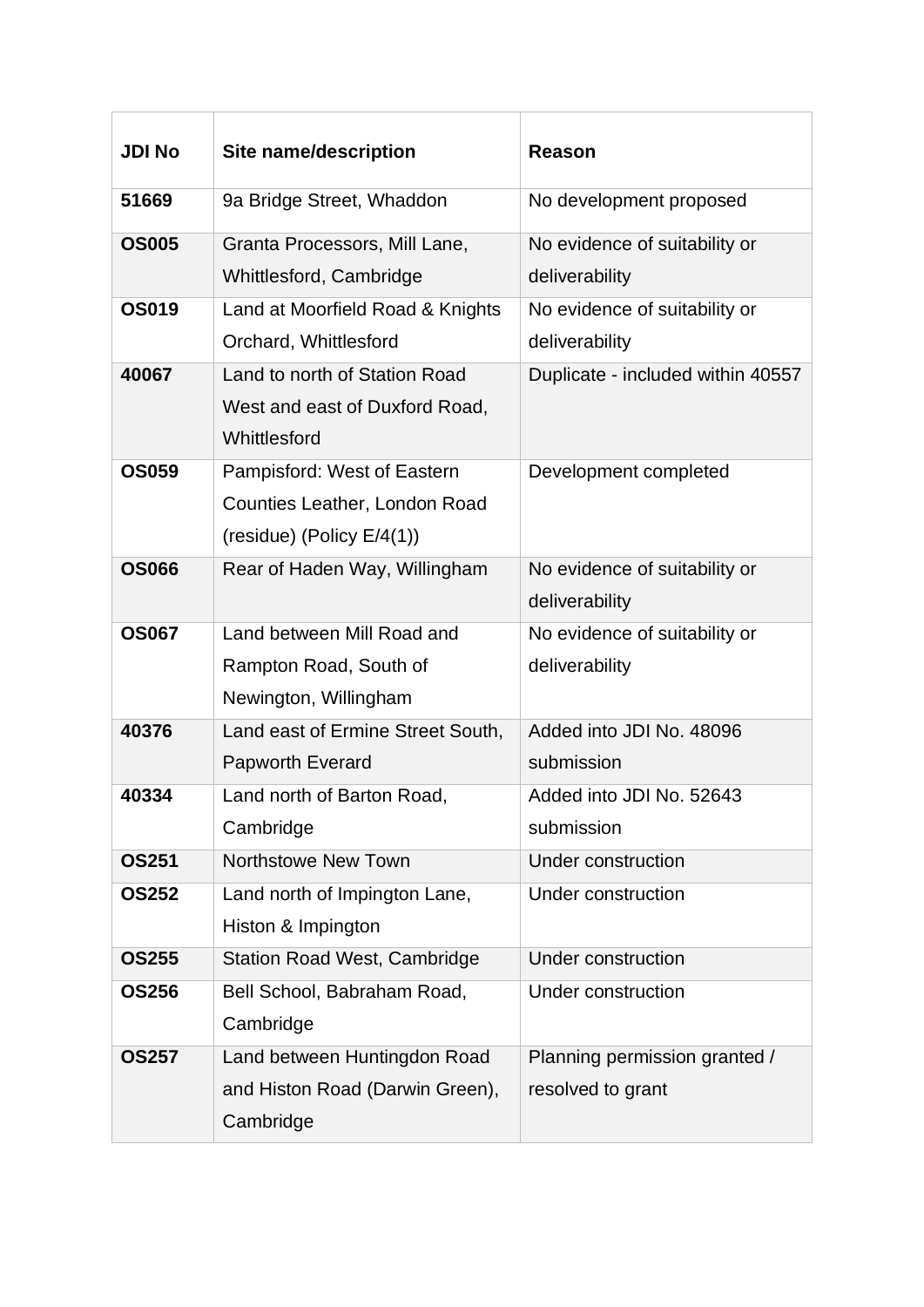| JDI No | Site name/description | Reason |
|---|---|---|
| **51669** | 9a Bridge Street, Whaddon | No development proposed |
| **OS005** | Granta Processors, Mill Lane, Whittlesford, Cambridge | No evidence of suitability or deliverability |
| **OS019** | Land at Moorfield Road & Knights Orchard, Whittlesford | No evidence of suitability or deliverability |
| **40067** | Land to north of Station Road West and east of Duxford Road, Whittlesford | Duplicate - included within 40557 |
| **OS059** | Pampisford: West of Eastern Counties Leather, London Road (residue) (Policy E/4(1)) | Development completed |
| **OS066** | Rear of Haden Way, Willingham | No evidence of suitability or deliverability |
| **OS067** | Land between Mill Road and Rampton Road, South of Newington, Willingham | No evidence of suitability or deliverability |
| **40376** | Land east of Ermine Street South, Papworth Everard | Added into JDI No. 48096 submission |
| **40334** | Land north of Barton Road, Cambridge | Added into JDI No. 52643 submission |
| **OS251** | Northstowe New Town | Under construction |
| **OS252** | Land north of Impington Lane, Histon & Impington | Under construction |
| **OS255** | Station Road West, Cambridge | Under construction |
| **OS256** | Bell School, Babraham Road, Cambridge | Under construction |
| **OS257** | Land between Huntingdon Road and Histon Road (Darwin Green), Cambridge | Planning permission granted / resolved to grant |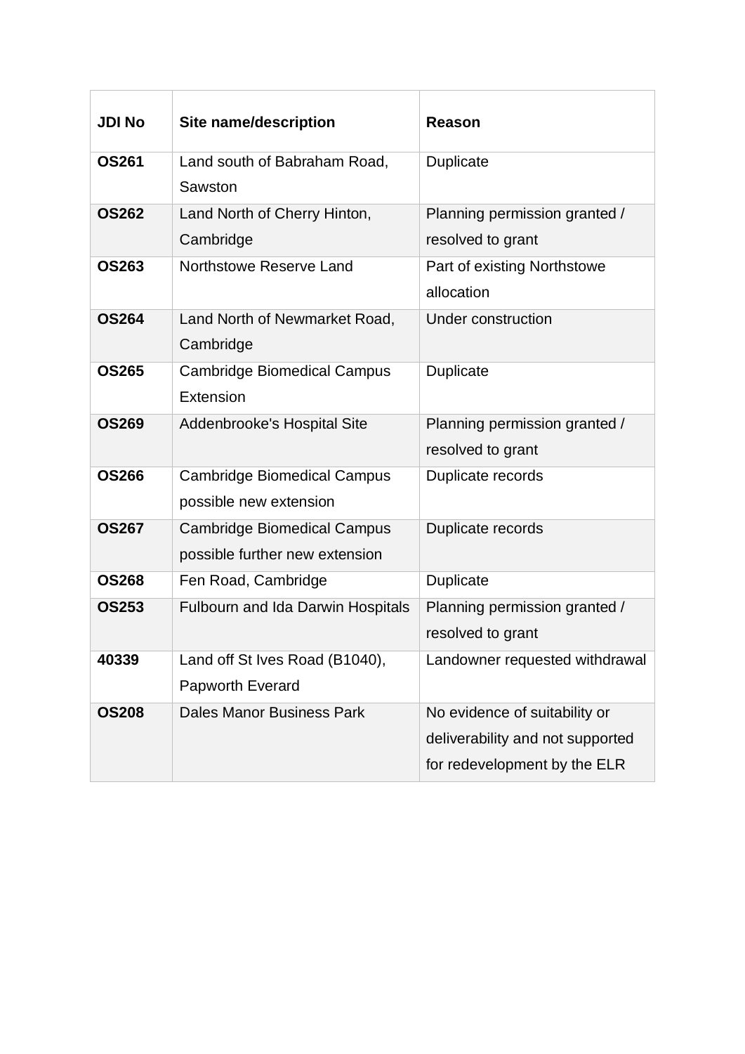| JDI No | Site name/description | Reason |
|---|---|---|
| **OS261** | Land south of Babraham Road, Sawston | Duplicate |
| **OS262** | Land North of Cherry Hinton, Cambridge | Planning permission granted / resolved to grant |
| **OS263** | Northstowe Reserve Land | Part of existing Northstowe allocation |
| **OS264** | Land North of Newmarket Road, Cambridge | Under construction |
| **OS265** | Cambridge Biomedical Campus Extension | Duplicate |
| **OS269** | Addenbrooke's Hospital Site | Planning permission granted / resolved to grant |
| **OS266** | Cambridge Biomedical Campus possible new extension | Duplicate records |
| **OS267** | Cambridge Biomedical Campus possible further new extension | Duplicate records |
| **OS268** | Fen Road, Cambridge | Duplicate |
| **OS253** | Fulbourn and Ida Darwin Hospitals | Planning permission granted / resolved to grant |
| **40339** | Land off St Ives Road (B1040), Papworth Everard | Landowner requested withdrawal |
| **OS208** | Dales Manor Business Park | No evidence of suitability or deliverability and not supported for redevelopment by the ELR |